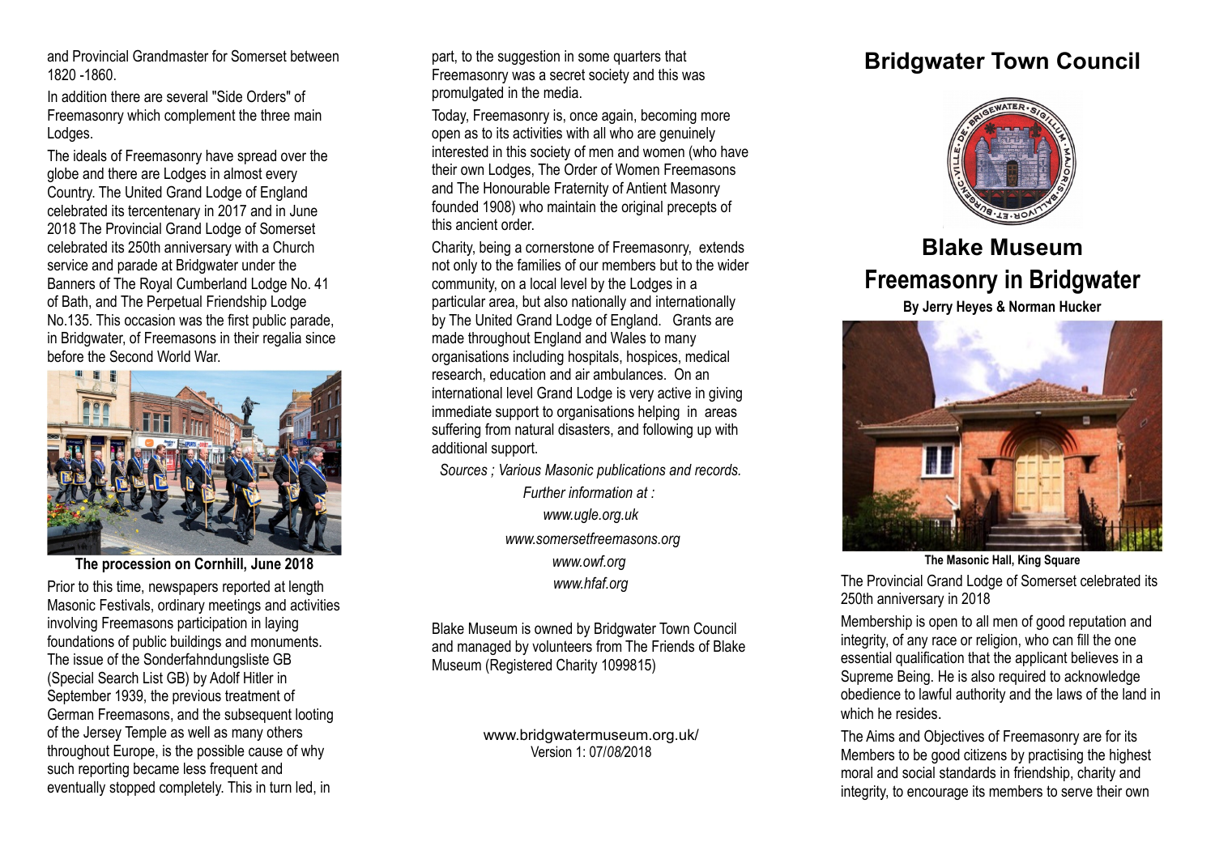and Provincial Grandmaster for Somerset between 1820 -1860.

In addition there are several "Side Orders" of Freemasonry which complement the three main Lodges.

The ideals of Freemasonry have spread over the globe and there are Lodges in almost every Country. The United Grand Lodge of England celebrated its tercentenary in 2017 and in June 2018 The Provincial Grand Lodge of Somerset celebrated its 250th anniversary with a Church service and parade at Bridgwater under the Banners of The Royal Cumberland Lodge No. 41 of Bath, and The Perpetual Friendship Lodge No.135. This occasion was the first public parade, in Bridgwater, of Freemasons in their regalia since before the Second World War.

**The procession on Cornhill, June 2018**

Prior to this time, newspapers reported at length Masonic Festivals, ordinary meetings and activities involving Freemasons participation in laying foundations of public buildings and monuments. The issue of the Sonderfahndungsliste GB (Special Search List GB) by Adolf Hitler in September 1939, the previous treatment of German Freemasons, and the subsequent looting of the Jersey Temple as well as many others throughout Europe, is the possible cause of why such reporting became less frequent and eventually stopped completely. This in turn led, in part, to the suggestion in some quarters that Freemasonry was a secret society and this was promulgated in the media.

Today, Freemasonry is, once again, becoming more open as to its activities with all who are genuinely interested in this society of men and women (who have their own Lodges, The Order of Women Freemasons and The Honourable Fraternity of Antient Masonry founded 1908) who maintain the original precepts of this ancient order.

Charity, being a cornerstone of Freemasonry, extends not only to the families of our members but to the wider community, on a local level by the Lodges in a particular area, but also nationally and internationally by The United Grand Lodge of England. Grants are made throughout England and Wales to many organisations including hospitals, hospices, medical research, education and air ambulances. On an international level Grand Lodge is very active in giving immediate support to organisations helping in areas suffering from natural disasters, and following up with additional support.

*Sources ; Various Masonic publications and records.*

*Further information at :*

*www.ugle.org.uk*

*www.somersetfreemasons.org*

*www.owf.org*

*www.hfaf.org*

Blake Museum is owned by Bridgwater Town Council and managed by volunteers from The Friends of Blake Museum (Registered Charity 1099815)

www.bridgwatermuseum.org.uk/
Version 1: 07/*08/*2018

# Bridgwater Town Council

# Blake Museum
# Freemasonry in Bridgwater

**By Jerry Heyes & Norman Hucker**

**The Masonic Hall, King Square**

The Provincial Grand Lodge of Somerset celebrated its 250th anniversary in 2018

Membership is open to all men of good reputation and integrity, of any race or religion, who can fill the one essential qualification that the applicant believes in a Supreme Being. He is also required to acknowledge obedience to lawful authority and the laws of the land in which he resides.

The Aims and Objectives of Freemasonry are for its Members to be good citizens by practising the highest moral and social standards in friendship, charity and integrity, to encourage its members to serve their own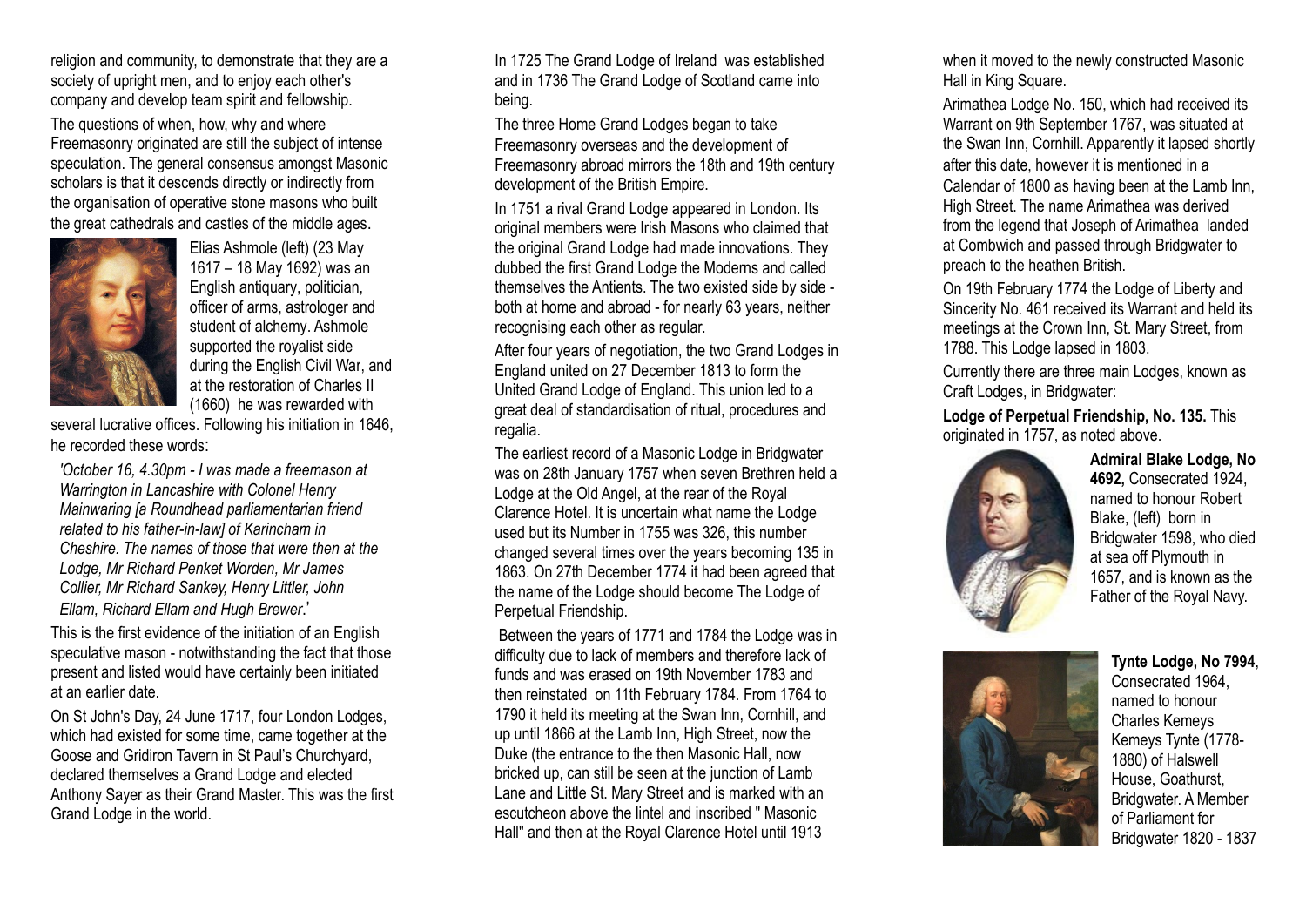religion and community, to demonstrate that they are a society of upright men, and to enjoy each other's company and develop team spirit and fellowship.

The questions of when, how, why and where Freemasonry originated are still the subject of intense speculation. The general consensus amongst Masonic scholars is that it descends directly or indirectly from the organisation of operative stone masons who built the great cathedrals and castles of the middle ages.

Elias Ashmole (left) (23 May 1617 – 18 May 1692) was an English antiquary, politician, officer of arms, astrologer and student of alchemy. Ashmole supported the royalist side during the English Civil War, and at the restoration of Charles II (1660) he was rewarded with several lucrative offices. Following his initiation in 1646, he recorded these words:

*'October 16, 4.30pm - I was made a freemason at Warrington in Lancashire with Colonel Henry Mainwaring [a Roundhead parliamentarian friend related to his father-in-law] of Karincham in Cheshire. The names of those that were then at the Lodge, Mr Richard Penket Worden, Mr James Collier, Mr Richard Sankey, Henry Littler, John Ellam, Richard Ellam and Hugh Brewer.'*

This is the first evidence of the initiation of an English speculative mason - notwithstanding the fact that those present and listed would have certainly been initiated at an earlier date.

On St John's Day, 24 June 1717, four London Lodges, which had existed for some time, came together at the Goose and Gridiron Tavern in St Paul's Churchyard, declared themselves a Grand Lodge and elected Anthony Sayer as their Grand Master. This was the first Grand Lodge in the world.

In 1725 The Grand Lodge of Ireland was established and in 1736 The Grand Lodge of Scotland came into being.

The three Home Grand Lodges began to take Freemasonry overseas and the development of Freemasonry abroad mirrors the 18th and 19th century development of the British Empire.

In 1751 a rival Grand Lodge appeared in London. Its original members were Irish Masons who claimed that the original Grand Lodge had made innovations. They dubbed the first Grand Lodge the Moderns and called themselves the Antients. The two existed side by side - both at home and abroad - for nearly 63 years, neither recognising each other as regular.

After four years of negotiation, the two Grand Lodges in England united on 27 December 1813 to form the United Grand Lodge of England. This union led to a great deal of standardisation of ritual, procedures and regalia.

The earliest record of a Masonic Lodge in Bridgwater was on 28th January 1757 when seven Brethren held a Lodge at the Old Angel, at the rear of the Royal Clarence Hotel. It is uncertain what name the Lodge used but its Number in 1755 was 326, this number changed several times over the years becoming 135 in 1863. On 27th December 1774 it had been agreed that the name of the Lodge should become The Lodge of Perpetual Friendship.

Between the years of 1771 and 1784 the Lodge was in difficulty due to lack of members and therefore lack of funds and was erased on 19th November 1783 and then reinstated on 11th February 1784. From 1764 to 1790 it held its meeting at the Swan Inn, Cornhill, and up until 1866 at the Lamb Inn, High Street, now the Duke (the entrance to the then Masonic Hall, now bricked up, can still be seen at the junction of Lamb Lane and Little St. Mary Street and is marked with an escutcheon above the lintel and inscribed " Masonic Hall" and then at the Royal Clarence Hotel until 1913 when it moved to the newly constructed Masonic Hall in King Square.

Arimathea Lodge No. 150, which had received its Warrant on 9th September 1767, was situated at the Swan Inn, Cornhill. Apparently it lapsed shortly after this date, however it is mentioned in a Calendar of 1800 as having been at the Lamb Inn, High Street. The name Arimathea was derived from the legend that Joseph of Arimathea landed at Combwich and passed through Bridgwater to preach to the heathen British.

On 19th February 1774 the Lodge of Liberty and Sincerity No. 461 received its Warrant and held its meetings at the Crown Inn, St. Mary Street, from 1788. This Lodge lapsed in 1803.

Currently there are three main Lodges, known as Craft Lodges, in Bridgwater:

**Lodge of Perpetual Friendship, No. 135.** This originated in 1757, as noted above.

**Admiral Blake Lodge, No 4692,** Consecrated 1924, named to honour Robert Blake, (left) born in Bridgwater 1598, who died at sea off Plymouth in 1657, and is known as the Father of the Royal Navy.

**Tynte Lodge, No 7994**, Consecrated 1964, named to honour Charles Kemeys Kemeys Tynte (1778-1880) of Halswell House, Goathurst, Bridgwater. A Member of Parliament for Bridgwater 1820 - 1837